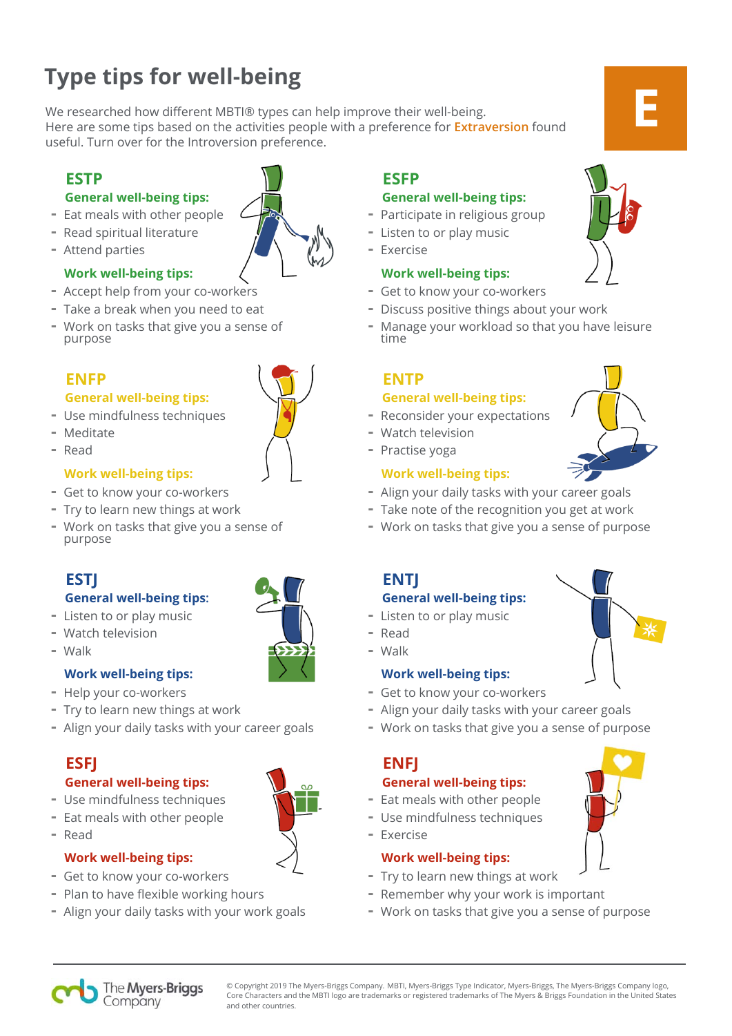# Type tips for well-being

We researched how different MBTI® types can help improve their well-being.
Here are some tips based on the activities people with a preference for Extraversion found useful. Turn over for the Introversion preference.

**E**

## ESTP

### General well-being tips:
- Eat meals with other people
- Read spiritual literature
- Attend parties

### Work well-being tips:
- Accept help from your co-workers
- Take a break when you need to eat
- Work on tasks that give you a sense of purpose

## ESFP

### General well-being tips:
- Participate in religious group
- Listen to or play music
- Exercise

### Work well-being tips:
- Get to know your co-workers
- Discuss positive things about your work
- Manage your workload so that you have leisure time

## ENFP

### General well-being tips:
- Use mindfulness techniques
- Meditate
- Read

### Work well-being tips:
- Get to know your co-workers
- Try to learn new things at work
- Work on tasks that give you a sense of purpose

## ENTP

### General well-being tips:
- Reconsider your expectations
- Watch television
- Practise yoga

### Work well-being tips:
- Align your daily tasks with your career goals
- Take note of the recognition you get at work
- Work on tasks that give you a sense of purpose

## ESTJ

### General well-being tips:
- Listen to or play music
- Watch television
- Walk

### Work well-being tips:
- Help your co-workers
- Try to learn new things at work
- Align your daily tasks with your career goals

## ENTJ

### General well-being tips:
- Listen to or play music
- Read
- Walk

### Work well-being tips:
- Get to know your co-workers
- Align your daily tasks with your career goals
- Work on tasks that give you a sense of purpose

## ESFJ

### General well-being tips:
- Use mindfulness techniques
- Eat meals with other people
- Read

### Work well-being tips:
- Get to know your co-workers
- Plan to have flexible working hours
- Align your daily tasks with your work goals

## ENFJ

### General well-being tips:
- Eat meals with other people
- Use mindfulness techniques
- Exercise

### Work well-being tips:
- Try to learn new things at work
- Remember why your work is important
- Work on tasks that give you a sense of purpose

The Myers-Briggs Company

© Copyright 2019 The Myers-Briggs Company. MBTI, Myers-Briggs Type Indicator, Myers-Briggs, The Myers-Briggs Company logo, Core Characters and the MBTI logo are trademarks or registered trademarks of The Myers & Briggs Foundation in the United States and other countries.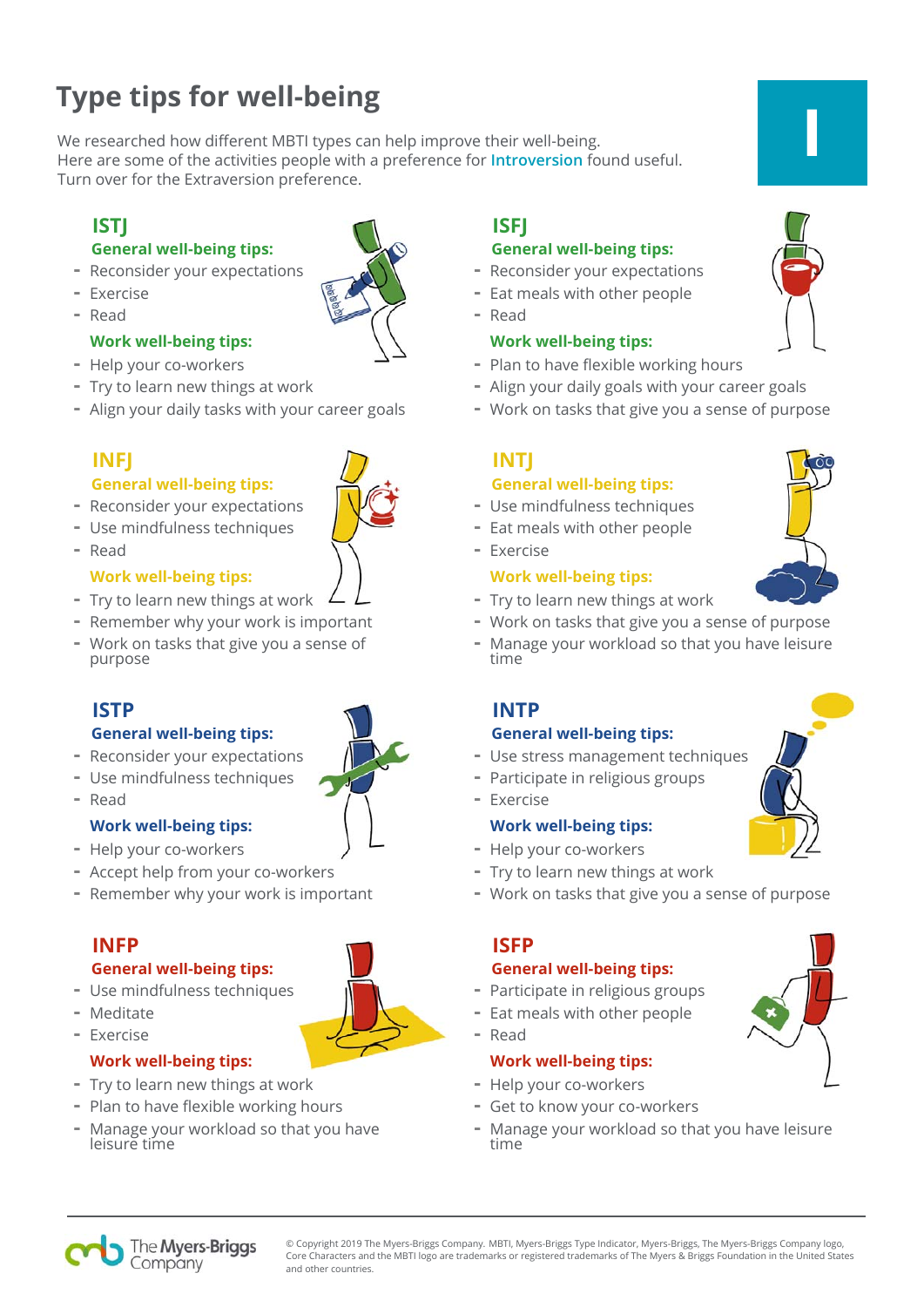# Type tips for well-being

I

We researched how different MBTI types can help improve their well-being.
Here are some of the activities people with a preference for Introversion found useful.
Turn over for the Extraversion preference.

## ISTJ

### General well-being tips:

- Reconsider your expectations
- Exercise
- Read

### Work well-being tips:

- Help your co-workers
- Try to learn new things at work
- Align your daily tasks with your career goals

## ISFJ

### General well-being tips:

- Reconsider your expectations
- Eat meals with other people
- Read

### Work well-being tips:

- Plan to have flexible working hours
- Align your daily goals with your career goals
- Work on tasks that give you a sense of purpose

## INFJ

### General well-being tips:

- Reconsider your expectations
- Use mindfulness techniques
- Read

### Work well-being tips:

- Try to learn new things at work
- Remember why your work is important
- Work on tasks that give you a sense of purpose

## INTJ

### General well-being tips:

- Use mindfulness techniques
- Eat meals with other people
- Exercise

### Work well-being tips:

- Try to learn new things at work
- Work on tasks that give you a sense of purpose
- Manage your workload so that you have leisure time

## ISTP

### General well-being tips:

- Reconsider your expectations
- Use mindfulness techniques
- Read

### Work well-being tips:

- Help your co-workers
- Accept help from your co-workers
- Remember why your work is important

## INTP

### General well-being tips:

- Use stress management techniques
- Participate in religious groups
- Exercise

### Work well-being tips:

- Help your co-workers
- Try to learn new things at work
- Work on tasks that give you a sense of purpose

## INFP

### General well-being tips:

- Use mindfulness techniques
- Meditate
- Exercise

### Work well-being tips:

- Try to learn new things at work
- Plan to have flexible working hours
- Manage your workload so that you have leisure time

## ISFP

### General well-being tips:

- Participate in religious groups
- Eat meals with other people
- Read

### Work well-being tips:

- Help your co-workers
- Get to know your co-workers
- Manage your workload so that you have leisure time

The Myers-Briggs Company

© Copyright 2019 The Myers-Briggs Company. MBTI, Myers-Briggs Type Indicator, Myers-Briggs, The Myers-Briggs Company logo, Core Characters and the MBTI logo are trademarks or registered trademarks of The Myers & Briggs Foundation in the United States and other countries.